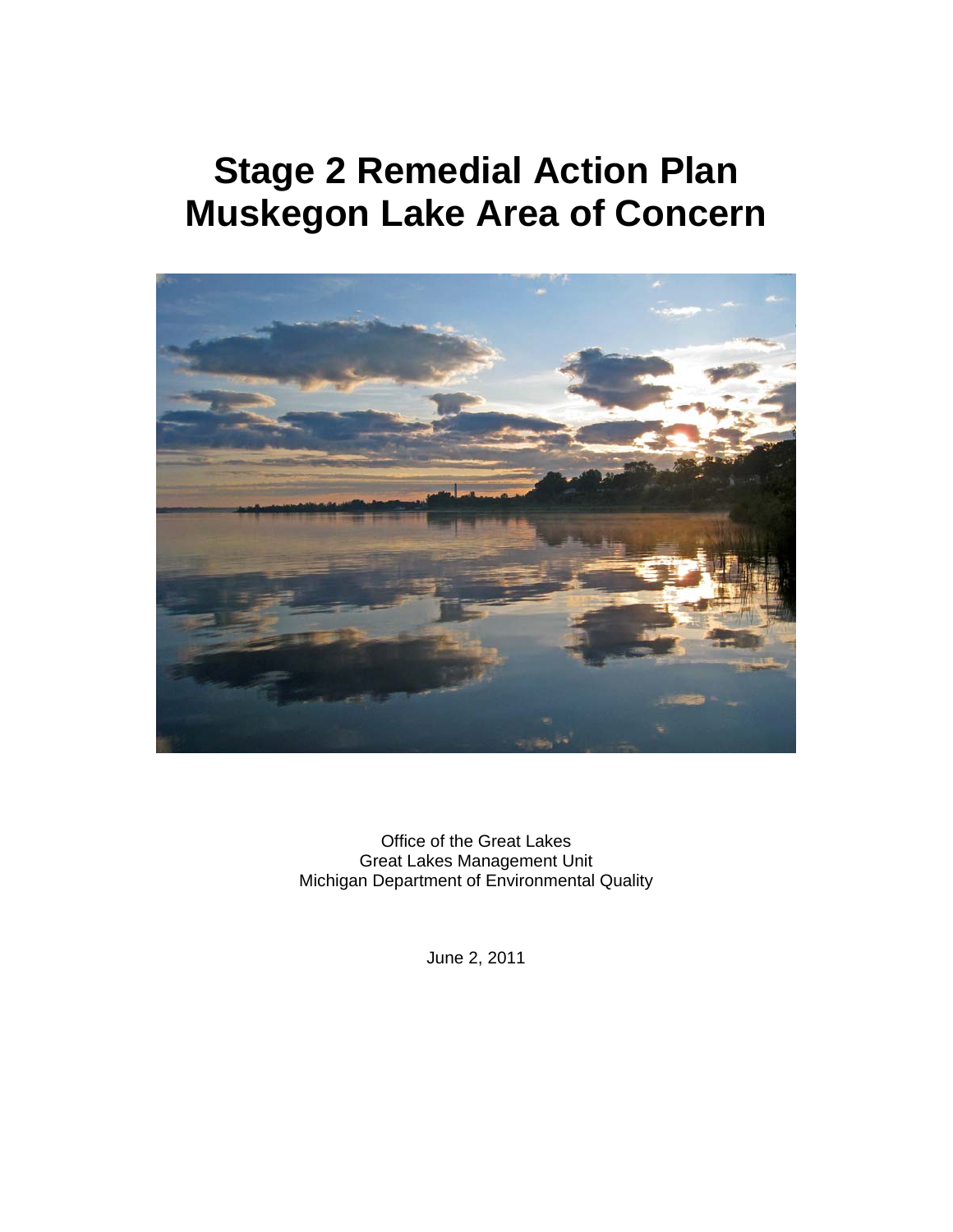# Stage 2 Remedial Action Plan
# Muskegon Lake Area of Concern

Office of the Great Lakes
Great Lakes Management Unit
Michigan Department of Environmental Quality

June 2, 2011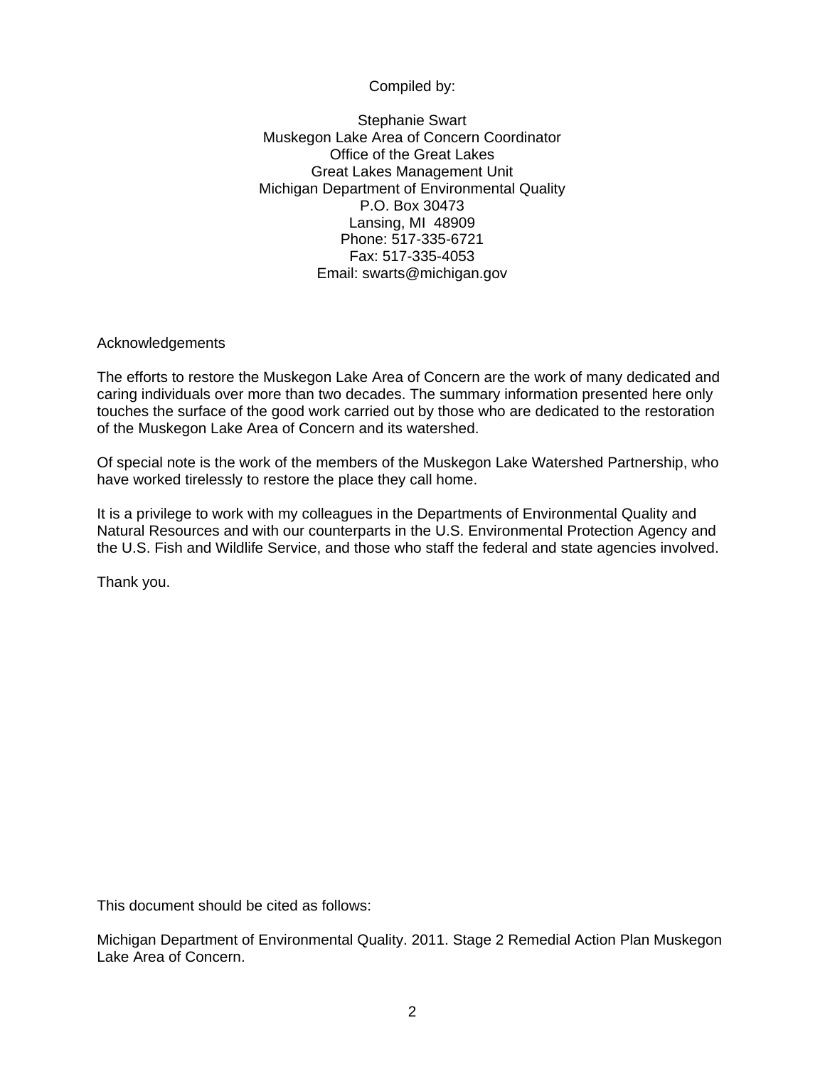Compiled by:

Stephanie Swart  
Muskegon Lake Area of Concern Coordinator  
Office of the Great Lakes  
Great Lakes Management Unit  
Michigan Department of Environmental Quality  
P.O. Box 30473  
Lansing, MI 48909  
Phone: 517-335-6721  
Fax: 517-335-4053  
Email: swarts@michigan.gov

## Acknowledgements

The efforts to restore the Muskegon Lake Area of Concern are the work of many dedicated and caring individuals over more than two decades. The summary information presented here only touches the surface of the good work carried out by those who are dedicated to the restoration of the Muskegon Lake Area of Concern and its watershed.

Of special note is the work of the members of the Muskegon Lake Watershed Partnership, who have worked tirelessly to restore the place they call home.

It is a privilege to work with my colleagues in the Departments of Environmental Quality and Natural Resources and with our counterparts in the U.S. Environmental Protection Agency and the U.S. Fish and Wildlife Service, and those who staff the federal and state agencies involved.

Thank you.

This document should be cited as follows:

Michigan Department of Environmental Quality. 2011. Stage 2 Remedial Action Plan Muskegon Lake Area of Concern.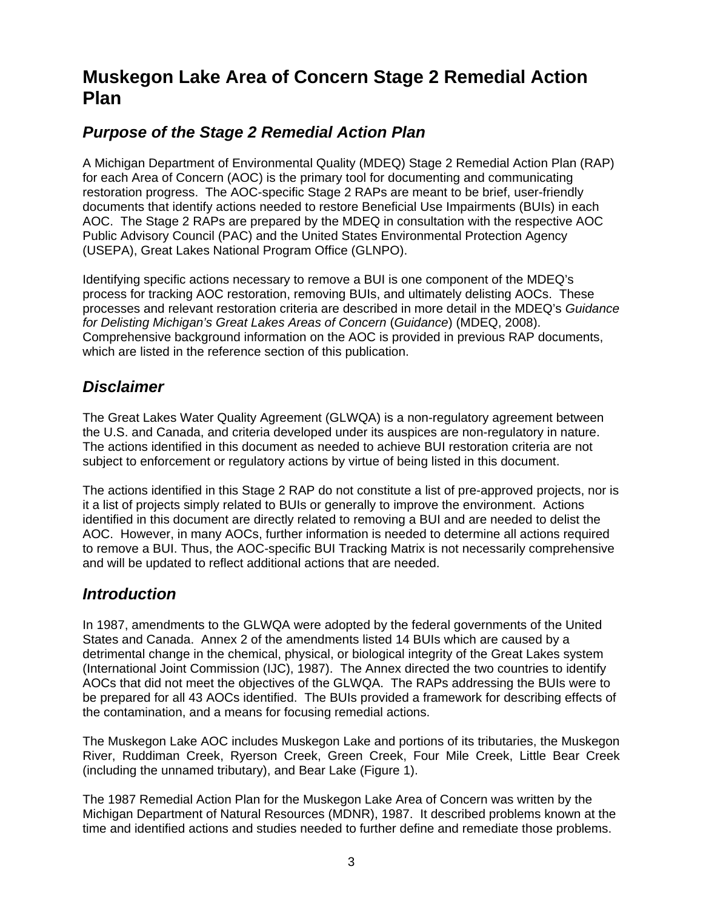# Muskegon Lake Area of Concern Stage 2 Remedial Action Plan

## *Purpose of the Stage 2 Remedial Action Plan*

A Michigan Department of Environmental Quality (MDEQ) Stage 2 Remedial Action Plan (RAP) for each Area of Concern (AOC) is the primary tool for documenting and communicating restoration progress. The AOC-specific Stage 2 RAPs are meant to be brief, user-friendly documents that identify actions needed to restore Beneficial Use Impairments (BUIs) in each AOC. The Stage 2 RAPs are prepared by the MDEQ in consultation with the respective AOC Public Advisory Council (PAC) and the United States Environmental Protection Agency (USEPA), Great Lakes National Program Office (GLNPO).

Identifying specific actions necessary to remove a BUI is one component of the MDEQ's process for tracking AOC restoration, removing BUIs, and ultimately delisting AOCs. These processes and relevant restoration criteria are described in more detail in the MDEQ's *Guidance for Delisting Michigan's Great Lakes Areas of Concern* (*Guidance*) (MDEQ, 2008). Comprehensive background information on the AOC is provided in previous RAP documents, which are listed in the reference section of this publication.

## *Disclaimer*

The Great Lakes Water Quality Agreement (GLWQA) is a non-regulatory agreement between the U.S. and Canada, and criteria developed under its auspices are non-regulatory in nature. The actions identified in this document as needed to achieve BUI restoration criteria are not subject to enforcement or regulatory actions by virtue of being listed in this document.

The actions identified in this Stage 2 RAP do not constitute a list of pre-approved projects, nor is it a list of projects simply related to BUIs or generally to improve the environment. Actions identified in this document are directly related to removing a BUI and are needed to delist the AOC. However, in many AOCs, further information is needed to determine all actions required to remove a BUI. Thus, the AOC-specific BUI Tracking Matrix is not necessarily comprehensive and will be updated to reflect additional actions that are needed.

## *Introduction*

In 1987, amendments to the GLWQA were adopted by the federal governments of the United States and Canada. Annex 2 of the amendments listed 14 BUIs which are caused by a detrimental change in the chemical, physical, or biological integrity of the Great Lakes system (International Joint Commission (IJC), 1987). The Annex directed the two countries to identify AOCs that did not meet the objectives of the GLWQA. The RAPs addressing the BUIs were to be prepared for all 43 AOCs identified. The BUIs provided a framework for describing effects of the contamination, and a means for focusing remedial actions.

The Muskegon Lake AOC includes Muskegon Lake and portions of its tributaries, the Muskegon River, Ruddiman Creek, Ryerson Creek, Green Creek, Four Mile Creek, Little Bear Creek (including the unnamed tributary), and Bear Lake (Figure 1).

The 1987 Remedial Action Plan for the Muskegon Lake Area of Concern was written by the Michigan Department of Natural Resources (MDNR), 1987. It described problems known at the time and identified actions and studies needed to further define and remediate those problems.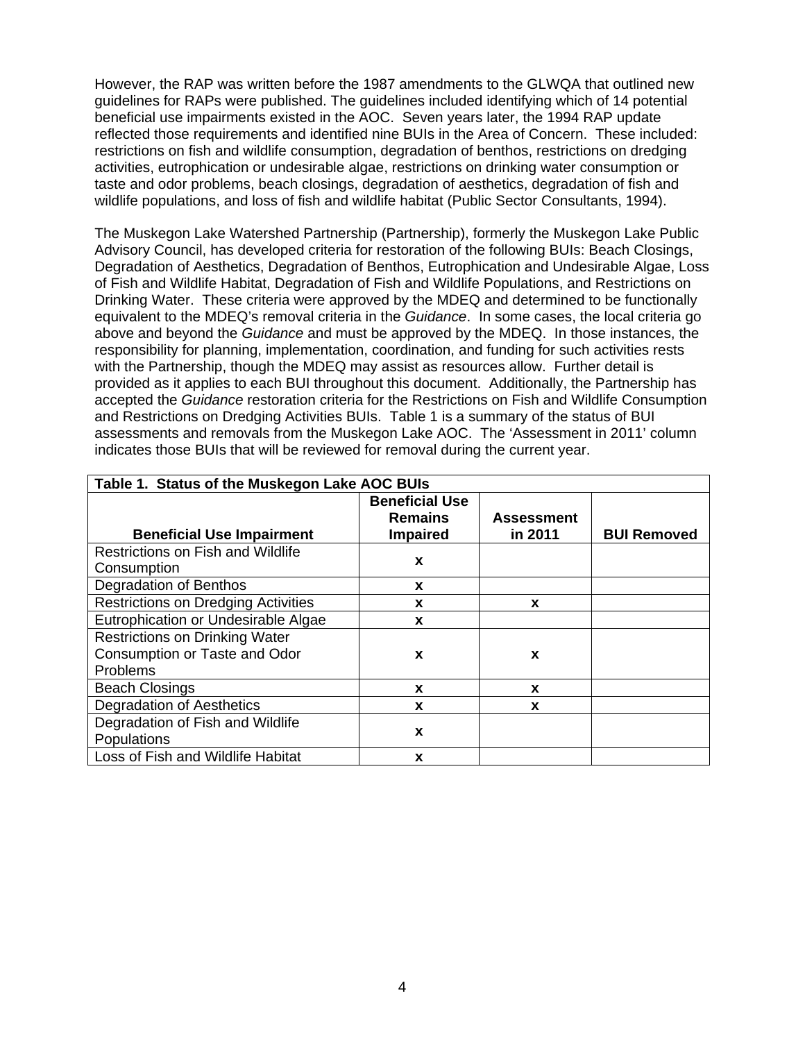However, the RAP was written before the 1987 amendments to the GLWQA that outlined new guidelines for RAPs were published. The guidelines included identifying which of 14 potential beneficial use impairments existed in the AOC. Seven years later, the 1994 RAP update reflected those requirements and identified nine BUIs in the Area of Concern. These included: restrictions on fish and wildlife consumption, degradation of benthos, restrictions on dredging activities, eutrophication or undesirable algae, restrictions on drinking water consumption or taste and odor problems, beach closings, degradation of aesthetics, degradation of fish and wildlife populations, and loss of fish and wildlife habitat (Public Sector Consultants, 1994).

The Muskegon Lake Watershed Partnership (Partnership), formerly the Muskegon Lake Public Advisory Council, has developed criteria for restoration of the following BUIs: Beach Closings, Degradation of Aesthetics, Degradation of Benthos, Eutrophication and Undesirable Algae, Loss of Fish and Wildlife Habitat, Degradation of Fish and Wildlife Populations, and Restrictions on Drinking Water. These criteria were approved by the MDEQ and determined to be functionally equivalent to the MDEQ's removal criteria in the *Guidance*. In some cases, the local criteria go above and beyond the *Guidance* and must be approved by the MDEQ. In those instances, the responsibility for planning, implementation, coordination, and funding for such activities rests with the Partnership, though the MDEQ may assist as resources allow. Further detail is provided as it applies to each BUI throughout this document. Additionally, the Partnership has accepted the *Guidance* restoration criteria for the Restrictions on Fish and Wildlife Consumption and Restrictions on Dredging Activities BUIs. Table 1 is a summary of the status of BUI assessments and removals from the Muskegon Lake AOC. The 'Assessment in 2011' column indicates those BUIs that will be reviewed for removal during the current year.

**Table 1. Status of the Muskegon Lake AOC BUIs**

| Beneficial Use Impairment | Beneficial Use Remains Impaired | Assessment in 2011 | BUI Removed |
|---|---|---|---|
| Restrictions on Fish and Wildlife Consumption | x | | |
| Degradation of Benthos | x | | |
| Restrictions on Dredging Activities | x | x | |
| Eutrophication or Undesirable Algae | x | | |
| Restrictions on Drinking Water Consumption or Taste and Odor Problems | x | x | |
| Beach Closings | x | x | |
| Degradation of Aesthetics | x | x | |
| Degradation of Fish and Wildlife Populations | x | | |
| Loss of Fish and Wildlife Habitat | x | | |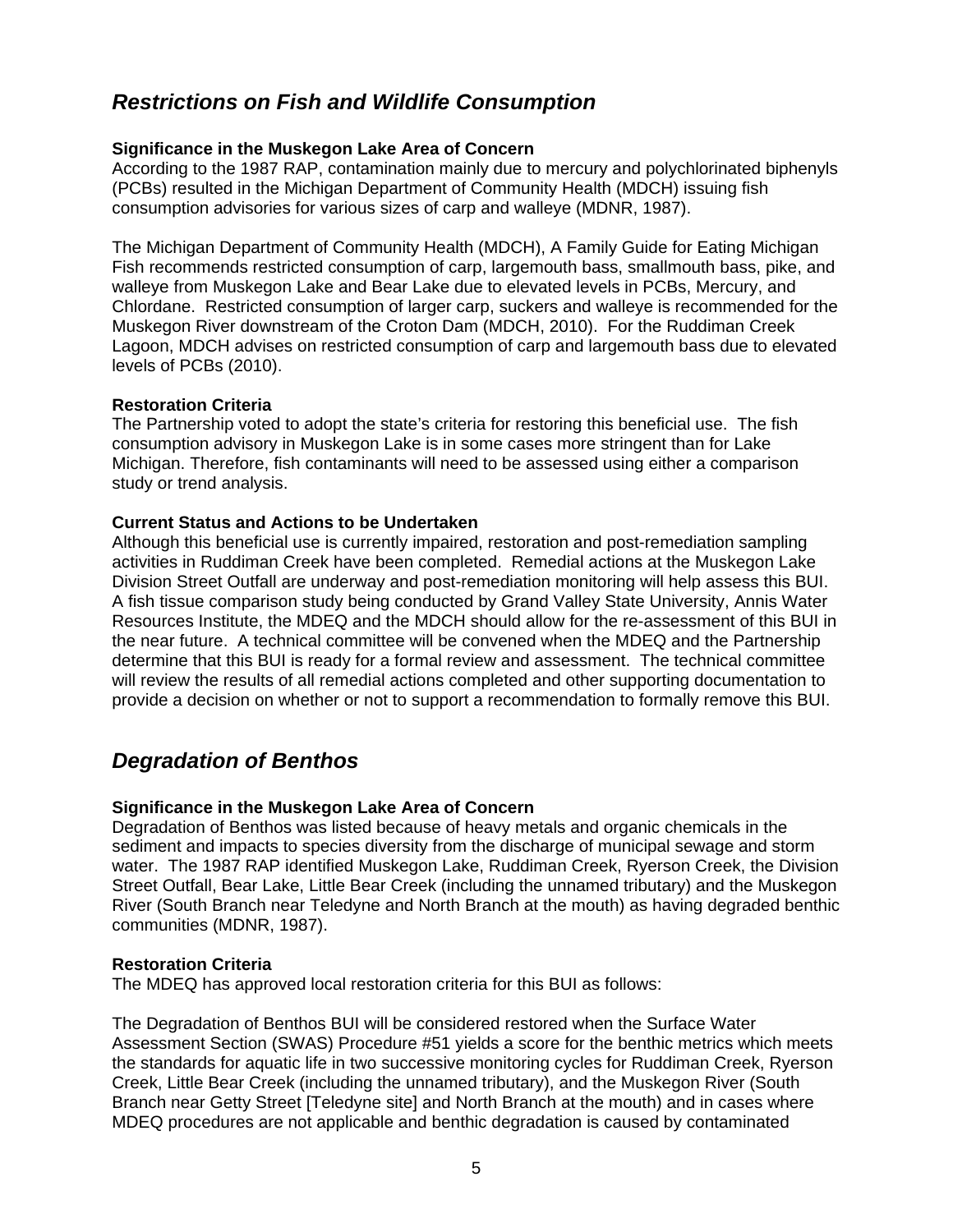## *Restrictions on Fish and Wildlife Consumption*

**Significance in the Muskegon Lake Area of Concern**
According to the 1987 RAP, contamination mainly due to mercury and polychlorinated biphenyls (PCBs) resulted in the Michigan Department of Community Health (MDCH) issuing fish consumption advisories for various sizes of carp and walleye (MDNR, 1987).

The Michigan Department of Community Health (MDCH), A Family Guide for Eating Michigan Fish recommends restricted consumption of carp, largemouth bass, smallmouth bass, pike, and walleye from Muskegon Lake and Bear Lake due to elevated levels in PCBs, Mercury, and Chlordane. Restricted consumption of larger carp, suckers and walleye is recommended for the Muskegon River downstream of the Croton Dam (MDCH, 2010). For the Ruddiman Creek Lagoon, MDCH advises on restricted consumption of carp and largemouth bass due to elevated levels of PCBs (2010).

**Restoration Criteria**
The Partnership voted to adopt the state's criteria for restoring this beneficial use. The fish consumption advisory in Muskegon Lake is in some cases more stringent than for Lake Michigan. Therefore, fish contaminants will need to be assessed using either a comparison study or trend analysis.

**Current Status and Actions to be Undertaken**
Although this beneficial use is currently impaired, restoration and post-remediation sampling activities in Ruddiman Creek have been completed. Remedial actions at the Muskegon Lake Division Street Outfall are underway and post-remediation monitoring will help assess this BUI. A fish tissue comparison study being conducted by Grand Valley State University, Annis Water Resources Institute, the MDEQ and the MDCH should allow for the re-assessment of this BUI in the near future. A technical committee will be convened when the MDEQ and the Partnership determine that this BUI is ready for a formal review and assessment. The technical committee will review the results of all remedial actions completed and other supporting documentation to provide a decision on whether or not to support a recommendation to formally remove this BUI.

## *Degradation of Benthos*

**Significance in the Muskegon Lake Area of Concern**
Degradation of Benthos was listed because of heavy metals and organic chemicals in the sediment and impacts to species diversity from the discharge of municipal sewage and storm water. The 1987 RAP identified Muskegon Lake, Ruddiman Creek, Ryerson Creek, the Division Street Outfall, Bear Lake, Little Bear Creek (including the unnamed tributary) and the Muskegon River (South Branch near Teledyne and North Branch at the mouth) as having degraded benthic communities (MDNR, 1987).

**Restoration Criteria**
The MDEQ has approved local restoration criteria for this BUI as follows:

The Degradation of Benthos BUI will be considered restored when the Surface Water Assessment Section (SWAS) Procedure #51 yields a score for the benthic metrics which meets the standards for aquatic life in two successive monitoring cycles for Ruddiman Creek, Ryerson Creek, Little Bear Creek (including the unnamed tributary), and the Muskegon River (South Branch near Getty Street [Teledyne site] and North Branch at the mouth) and in cases where MDEQ procedures are not applicable and benthic degradation is caused by contaminated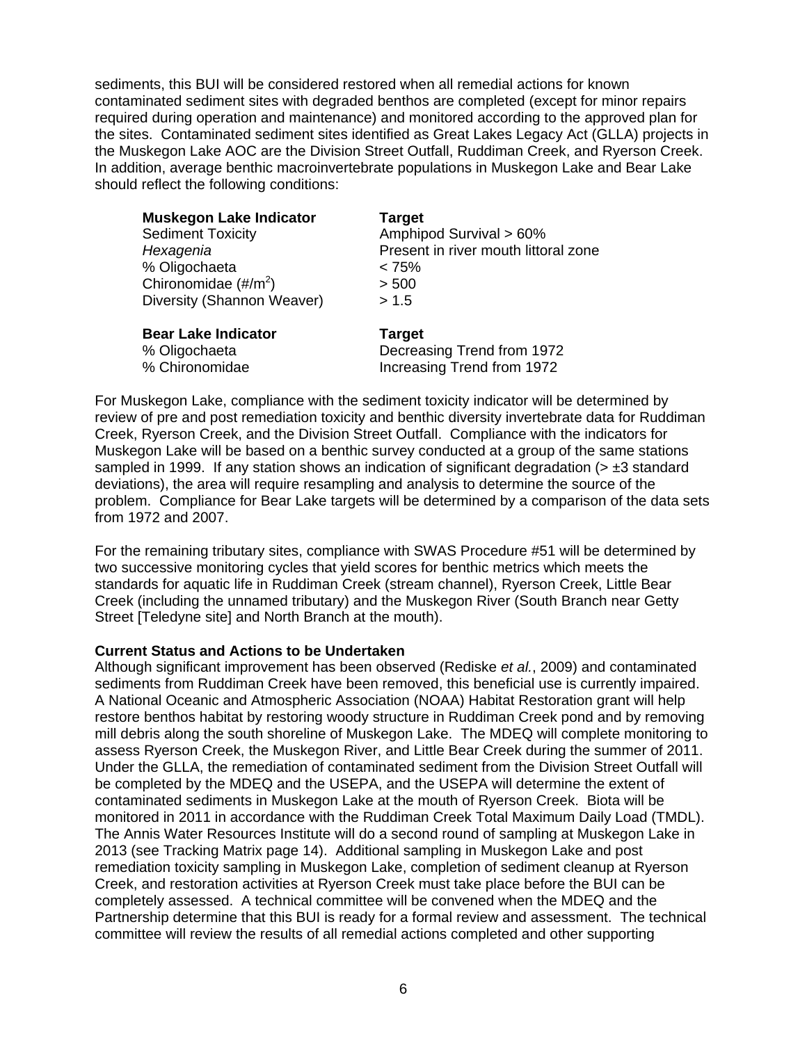sediments, this BUI will be considered restored when all remedial actions for known contaminated sediment sites with degraded benthos are completed (except for minor repairs required during operation and maintenance) and monitored according to the approved plan for the sites. Contaminated sediment sites identified as Great Lakes Legacy Act (GLLA) projects in the Muskegon Lake AOC are the Division Street Outfall, Ruddiman Creek, and Ryerson Creek. In addition, average benthic macroinvertebrate populations in Muskegon Lake and Bear Lake should reflect the following conditions:

| **Muskegon Lake Indicator** | **Target** |
|---|---|
| Sediment Toxicity | Amphipod Survival > 60% |
| *Hexagenia* | Present in river mouth littoral zone |
| % Oligochaeta | < 75% |
| Chironomidae (#/$m^2$) | > 500 |
| Diversity (Shannon Weaver) | > 1.5 |

| **Bear Lake Indicator** | **Target** |
|---|---|
| % Oligochaeta | Decreasing Trend from 1972 |
| % Chironomidae | Increasing Trend from 1972 |

For Muskegon Lake, compliance with the sediment toxicity indicator will be determined by review of pre and post remediation toxicity and benthic diversity invertebrate data for Ruddiman Creek, Ryerson Creek, and the Division Street Outfall. Compliance with the indicators for Muskegon Lake will be based on a benthic survey conducted at a group of the same stations sampled in 1999. If any station shows an indication of significant degradation (> ±3 standard deviations), the area will require resampling and analysis to determine the source of the problem. Compliance for Bear Lake targets will be determined by a comparison of the data sets from 1972 and 2007.

For the remaining tributary sites, compliance with SWAS Procedure #51 will be determined by two successive monitoring cycles that yield scores for benthic metrics which meets the standards for aquatic life in Ruddiman Creek (stream channel), Ryerson Creek, Little Bear Creek (including the unnamed tributary) and the Muskegon River (South Branch near Getty Street [Teledyne site] and North Branch at the mouth).

**Current Status and Actions to be Undertaken**

Although significant improvement has been observed (Rediske *et al.*, 2009) and contaminated sediments from Ruddiman Creek have been removed, this beneficial use is currently impaired. A National Oceanic and Atmospheric Association (NOAA) Habitat Restoration grant will help restore benthos habitat by restoring woody structure in Ruddiman Creek pond and by removing mill debris along the south shoreline of Muskegon Lake. The MDEQ will complete monitoring to assess Ryerson Creek, the Muskegon River, and Little Bear Creek during the summer of 2011. Under the GLLA, the remediation of contaminated sediment from the Division Street Outfall will be completed by the MDEQ and the USEPA, and the USEPA will determine the extent of contaminated sediments in Muskegon Lake at the mouth of Ryerson Creek. Biota will be monitored in 2011 in accordance with the Ruddiman Creek Total Maximum Daily Load (TMDL). The Annis Water Resources Institute will do a second round of sampling at Muskegon Lake in 2013 (see Tracking Matrix page 14). Additional sampling in Muskegon Lake and post remediation toxicity sampling in Muskegon Lake, completion of sediment cleanup at Ryerson Creek, and restoration activities at Ryerson Creek must take place before the BUI can be completely assessed. A technical committee will be convened when the MDEQ and the Partnership determine that this BUI is ready for a formal review and assessment. The technical committee will review the results of all remedial actions completed and other supporting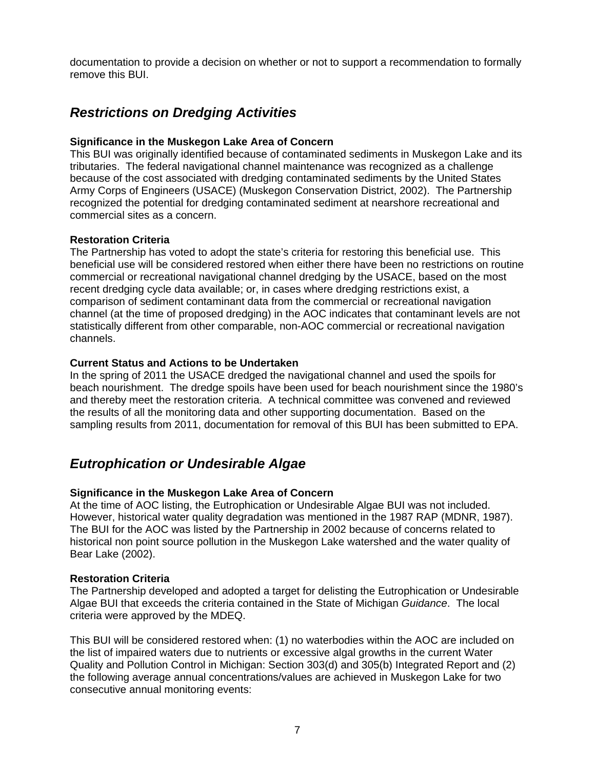documentation to provide a decision on whether or not to support a recommendation to formally remove this BUI.

## *Restrictions on Dredging Activities*

**Significance in the Muskegon Lake Area of Concern**
This BUI was originally identified because of contaminated sediments in Muskegon Lake and its tributaries. The federal navigational channel maintenance was recognized as a challenge because of the cost associated with dredging contaminated sediments by the United States Army Corps of Engineers (USACE) (Muskegon Conservation District, 2002). The Partnership recognized the potential for dredging contaminated sediment at nearshore recreational and commercial sites as a concern.

**Restoration Criteria**
The Partnership has voted to adopt the state's criteria for restoring this beneficial use. This beneficial use will be considered restored when either there have been no restrictions on routine commercial or recreational navigational channel dredging by the USACE, based on the most recent dredging cycle data available; or, in cases where dredging restrictions exist, a comparison of sediment contaminant data from the commercial or recreational navigation channel (at the time of proposed dredging) in the AOC indicates that contaminant levels are not statistically different from other comparable, non-AOC commercial or recreational navigation channels.

**Current Status and Actions to be Undertaken**
In the spring of 2011 the USACE dredged the navigational channel and used the spoils for beach nourishment. The dredge spoils have been used for beach nourishment since the 1980's and thereby meet the restoration criteria. A technical committee was convened and reviewed the results of all the monitoring data and other supporting documentation. Based on the sampling results from 2011, documentation for removal of this BUI has been submitted to EPA.

## *Eutrophication or Undesirable Algae*

**Significance in the Muskegon Lake Area of Concern**
At the time of AOC listing, the Eutrophication or Undesirable Algae BUI was not included. However, historical water quality degradation was mentioned in the 1987 RAP (MDNR, 1987). The BUI for the AOC was listed by the Partnership in 2002 because of concerns related to historical non point source pollution in the Muskegon Lake watershed and the water quality of Bear Lake (2002).

**Restoration Criteria**
The Partnership developed and adopted a target for delisting the Eutrophication or Undesirable Algae BUI that exceeds the criteria contained in the State of Michigan *Guidance*. The local criteria were approved by the MDEQ.

This BUI will be considered restored when: (1) no waterbodies within the AOC are included on the list of impaired waters due to nutrients or excessive algal growths in the current Water Quality and Pollution Control in Michigan: Section 303(d) and 305(b) Integrated Report and (2) the following average annual concentrations/values are achieved in Muskegon Lake for two consecutive annual monitoring events: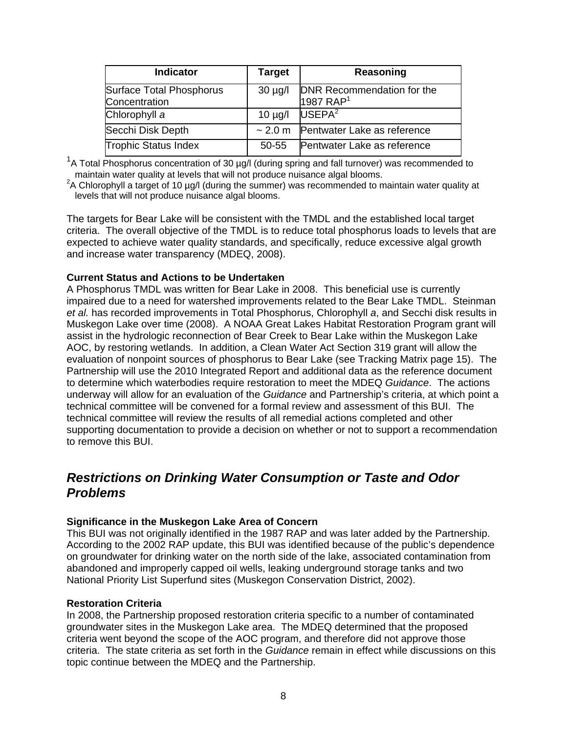| Indicator | Target | Reasoning |
| --- | --- | --- |
| Surface Total Phosphorus Concentration | 30 µg/l | DNR Recommendation for the 1987 RAP[1] |
| Chlorophyll *a* | 10 µg/l | USEPA[2] |
| Secchi Disk Depth | ~ 2.0 m | Pentwater Lake as reference |
| Trophic Status Index | 50-55 | Pentwater Lake as reference |

[1]A Total Phosphorus concentration of 30 µg/l (during spring and fall turnover) was recommended to maintain water quality at levels that will not produce nuisance algal blooms.
[2]A Chlorophyll a target of 10 µg/l (during the summer) was recommended to maintain water quality at levels that will not produce nuisance algal blooms.

The targets for Bear Lake will be consistent with the TMDL and the established local target criteria. The overall objective of the TMDL is to reduce total phosphorus loads to levels that are expected to achieve water quality standards, and specifically, reduce excessive algal growth and increase water transparency (MDEQ, 2008).

**Current Status and Actions to be Undertaken**
A Phosphorus TMDL was written for Bear Lake in 2008. This beneficial use is currently impaired due to a need for watershed improvements related to the Bear Lake TMDL. Steinman *et al.* has recorded improvements in Total Phosphorus, Chlorophyll *a*, and Secchi disk results in Muskegon Lake over time (2008). A NOAA Great Lakes Habitat Restoration Program grant will assist in the hydrologic reconnection of Bear Creek to Bear Lake within the Muskegon Lake AOC, by restoring wetlands. In addition, a Clean Water Act Section 319 grant will allow the evaluation of nonpoint sources of phosphorus to Bear Lake (see Tracking Matrix page 15). The Partnership will use the 2010 Integrated Report and additional data as the reference document to determine which waterbodies require restoration to meet the MDEQ *Guidance*. The actions underway will allow for an evaluation of the *Guidance* and Partnership's criteria, at which point a technical committee will be convened for a formal review and assessment of this BUI. The technical committee will review the results of all remedial actions completed and other supporting documentation to provide a decision on whether or not to support a recommendation to remove this BUI.

## *Restrictions on Drinking Water Consumption or Taste and Odor Problems*

**Significance in the Muskegon Lake Area of Concern**
This BUI was not originally identified in the 1987 RAP and was later added by the Partnership. According to the 2002 RAP update, this BUI was identified because of the public's dependence on groundwater for drinking water on the north side of the lake, associated contamination from abandoned and improperly capped oil wells, leaking underground storage tanks and two National Priority List Superfund sites (Muskegon Conservation District, 2002).

**Restoration Criteria**
In 2008, the Partnership proposed restoration criteria specific to a number of contaminated groundwater sites in the Muskegon Lake area. The MDEQ determined that the proposed criteria went beyond the scope of the AOC program, and therefore did not approve those criteria. The state criteria as set forth in the *Guidance* remain in effect while discussions on this topic continue between the MDEQ and the Partnership.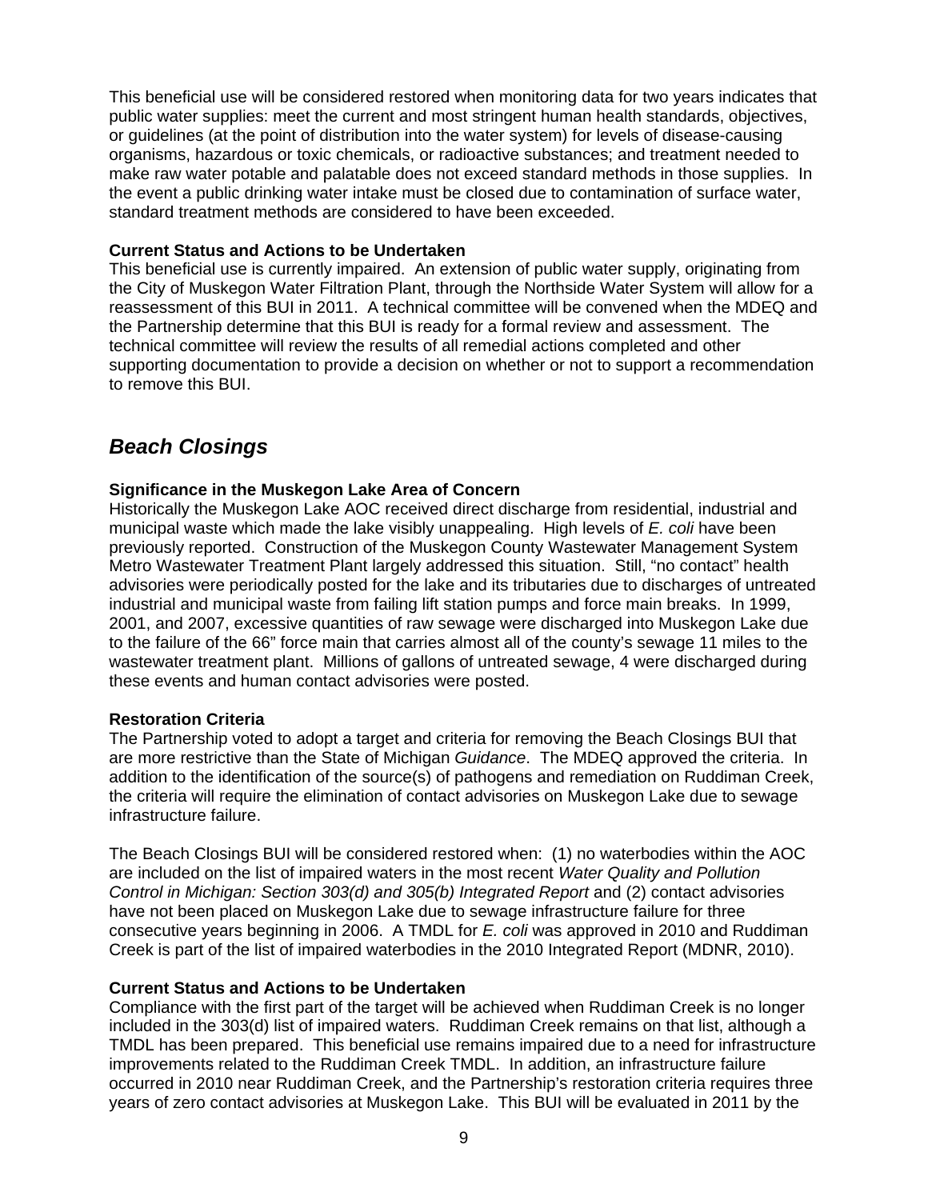This beneficial use will be considered restored when monitoring data for two years indicates that public water supplies: meet the current and most stringent human health standards, objectives, or guidelines (at the point of distribution into the water system) for levels of disease-causing organisms, hazardous or toxic chemicals, or radioactive substances; and treatment needed to make raw water potable and palatable does not exceed standard methods in those supplies. In the event a public drinking water intake must be closed due to contamination of surface water, standard treatment methods are considered to have been exceeded.

**Current Status and Actions to be Undertaken**
This beneficial use is currently impaired. An extension of public water supply, originating from the City of Muskegon Water Filtration Plant, through the Northside Water System will allow for a reassessment of this BUI in 2011. A technical committee will be convened when the MDEQ and the Partnership determine that this BUI is ready for a formal review and assessment. The technical committee will review the results of all remedial actions completed and other supporting documentation to provide a decision on whether or not to support a recommendation to remove this BUI.

## *Beach Closings*

**Significance in the Muskegon Lake Area of Concern**
Historically the Muskegon Lake AOC received direct discharge from residential, industrial and municipal waste which made the lake visibly unappealing. High levels of *E. coli* have been previously reported. Construction of the Muskegon County Wastewater Management System Metro Wastewater Treatment Plant largely addressed this situation. Still, "no contact" health advisories were periodically posted for the lake and its tributaries due to discharges of untreated industrial and municipal waste from failing lift station pumps and force main breaks. In 1999, 2001, and 2007, excessive quantities of raw sewage were discharged into Muskegon Lake due to the failure of the 66" force main that carries almost all of the county's sewage 11 miles to the wastewater treatment plant. Millions of gallons of untreated sewage, 4 were discharged during these events and human contact advisories were posted.

**Restoration Criteria**
The Partnership voted to adopt a target and criteria for removing the Beach Closings BUI that are more restrictive than the State of Michigan *Guidance*. The MDEQ approved the criteria. In addition to the identification of the source(s) of pathogens and remediation on Ruddiman Creek, the criteria will require the elimination of contact advisories on Muskegon Lake due to sewage infrastructure failure.

The Beach Closings BUI will be considered restored when: (1) no waterbodies within the AOC are included on the list of impaired waters in the most recent *Water Quality and Pollution Control in Michigan: Section 303(d) and 305(b) Integrated Report* and (2) contact advisories have not been placed on Muskegon Lake due to sewage infrastructure failure for three consecutive years beginning in 2006. A TMDL for *E. coli* was approved in 2010 and Ruddiman Creek is part of the list of impaired waterbodies in the 2010 Integrated Report (MDNR, 2010).

**Current Status and Actions to be Undertaken**
Compliance with the first part of the target will be achieved when Ruddiman Creek is no longer included in the 303(d) list of impaired waters. Ruddiman Creek remains on that list, although a TMDL has been prepared. This beneficial use remains impaired due to a need for infrastructure improvements related to the Ruddiman Creek TMDL. In addition, an infrastructure failure occurred in 2010 near Ruddiman Creek, and the Partnership's restoration criteria requires three years of zero contact advisories at Muskegon Lake. This BUI will be evaluated in 2011 by the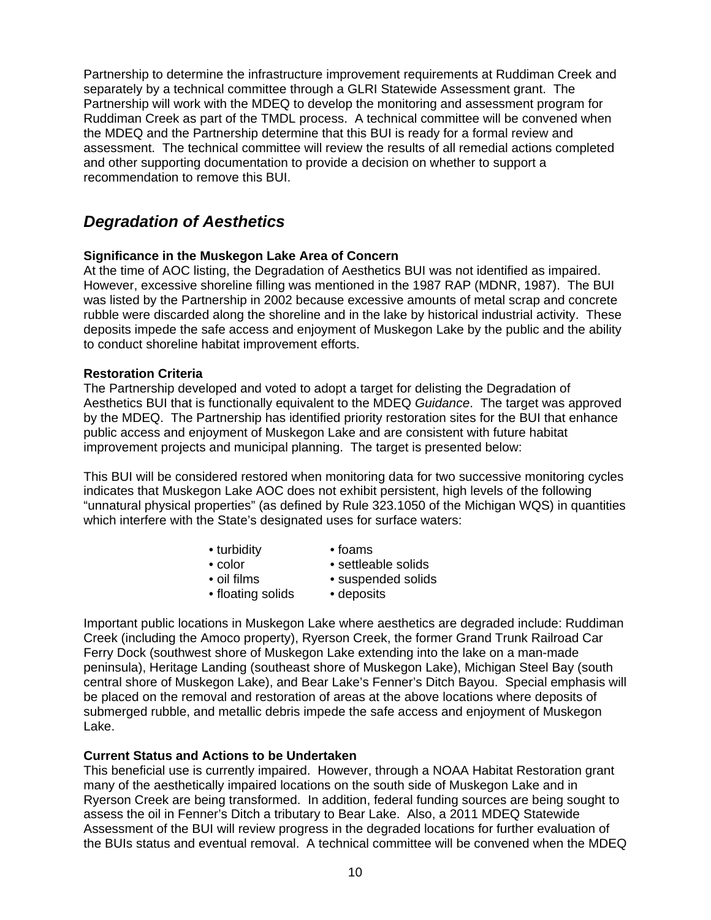Partnership to determine the infrastructure improvement requirements at Ruddiman Creek and separately by a technical committee through a GLRI Statewide Assessment grant. The Partnership will work with the MDEQ to develop the monitoring and assessment program for Ruddiman Creek as part of the TMDL process. A technical committee will be convened when the MDEQ and the Partnership determine that this BUI is ready for a formal review and assessment. The technical committee will review the results of all remedial actions completed and other supporting documentation to provide a decision on whether to support a recommendation to remove this BUI.

## *Degradation of Aesthetics*

**Significance in the Muskegon Lake Area of Concern**
At the time of AOC listing, the Degradation of Aesthetics BUI was not identified as impaired. However, excessive shoreline filling was mentioned in the 1987 RAP (MDNR, 1987). The BUI was listed by the Partnership in 2002 because excessive amounts of metal scrap and concrete rubble were discarded along the shoreline and in the lake by historical industrial activity. These deposits impede the safe access and enjoyment of Muskegon Lake by the public and the ability to conduct shoreline habitat improvement efforts.

**Restoration Criteria**
The Partnership developed and voted to adopt a target for delisting the Degradation of Aesthetics BUI that is functionally equivalent to the MDEQ *Guidance*. The target was approved by the MDEQ. The Partnership has identified priority restoration sites for the BUI that enhance public access and enjoyment of Muskegon Lake and are consistent with future habitat improvement projects and municipal planning. The target is presented below:

This BUI will be considered restored when monitoring data for two successive monitoring cycles indicates that Muskegon Lake AOC does not exhibit persistent, high levels of the following "unnatural physical properties" (as defined by Rule 323.1050 of the Michigan WQS) in quantities which interfere with the State's designated uses for surface waters:

- turbidity
- color
- oil films
- floating solids
- foams
- settleable solids
- suspended solids
- deposits

Important public locations in Muskegon Lake where aesthetics are degraded include: Ruddiman Creek (including the Amoco property), Ryerson Creek, the former Grand Trunk Railroad Car Ferry Dock (southwest shore of Muskegon Lake extending into the lake on a man-made peninsula), Heritage Landing (southeast shore of Muskegon Lake), Michigan Steel Bay (south central shore of Muskegon Lake), and Bear Lake's Fenner's Ditch Bayou. Special emphasis will be placed on the removal and restoration of areas at the above locations where deposits of submerged rubble, and metallic debris impede the safe access and enjoyment of Muskegon Lake.

**Current Status and Actions to be Undertaken**
This beneficial use is currently impaired. However, through a NOAA Habitat Restoration grant many of the aesthetically impaired locations on the south side of Muskegon Lake and in Ryerson Creek are being transformed. In addition, federal funding sources are being sought to assess the oil in Fenner's Ditch a tributary to Bear Lake. Also, a 2011 MDEQ Statewide Assessment of the BUI will review progress in the degraded locations for further evaluation of the BUIs status and eventual removal. A technical committee will be convened when the MDEQ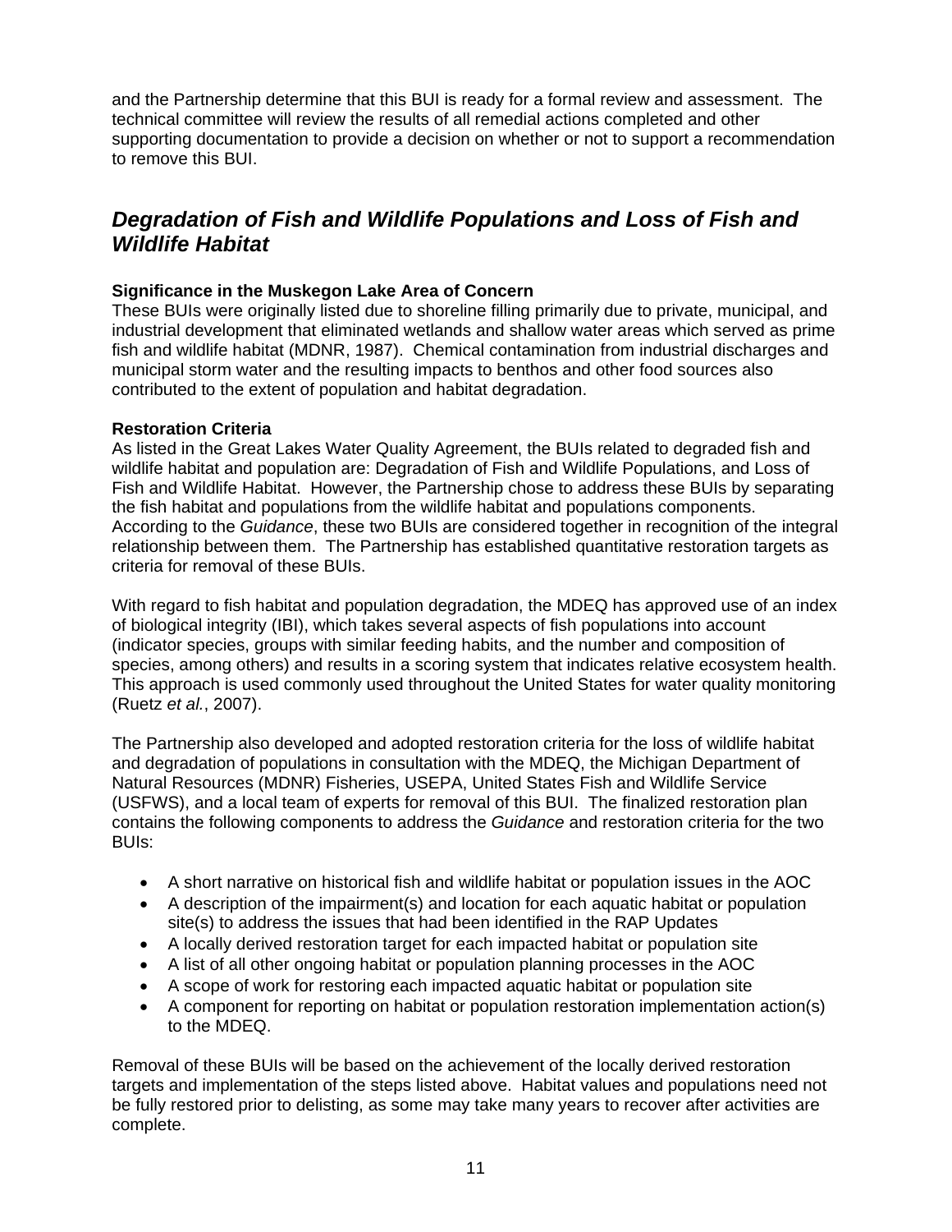and the Partnership determine that this BUI is ready for a formal review and assessment. The technical committee will review the results of all remedial actions completed and other supporting documentation to provide a decision on whether or not to support a recommendation to remove this BUI.

## *Degradation of Fish and Wildlife Populations and Loss of Fish and Wildlife Habitat*

**Significance in the Muskegon Lake Area of Concern**

These BUIs were originally listed due to shoreline filling primarily due to private, municipal, and industrial development that eliminated wetlands and shallow water areas which served as prime fish and wildlife habitat (MDNR, 1987). Chemical contamination from industrial discharges and municipal storm water and the resulting impacts to benthos and other food sources also contributed to the extent of population and habitat degradation.

**Restoration Criteria**

As listed in the Great Lakes Water Quality Agreement, the BUIs related to degraded fish and wildlife habitat and population are: Degradation of Fish and Wildlife Populations, and Loss of Fish and Wildlife Habitat. However, the Partnership chose to address these BUIs by separating the fish habitat and populations from the wildlife habitat and populations components. According to the *Guidance*, these two BUIs are considered together in recognition of the integral relationship between them. The Partnership has established quantitative restoration targets as criteria for removal of these BUIs.

With regard to fish habitat and population degradation, the MDEQ has approved use of an index of biological integrity (IBI), which takes several aspects of fish populations into account (indicator species, groups with similar feeding habits, and the number and composition of species, among others) and results in a scoring system that indicates relative ecosystem health. This approach is used commonly used throughout the United States for water quality monitoring (Ruetz *et al.*, 2007).

The Partnership also developed and adopted restoration criteria for the loss of wildlife habitat and degradation of populations in consultation with the MDEQ, the Michigan Department of Natural Resources (MDNR) Fisheries, USEPA, United States Fish and Wildlife Service (USFWS), and a local team of experts for removal of this BUI. The finalized restoration plan contains the following components to address the *Guidance* and restoration criteria for the two BUIs:

- A short narrative on historical fish and wildlife habitat or population issues in the AOC
- A description of the impairment(s) and location for each aquatic habitat or population site(s) to address the issues that had been identified in the RAP Updates
- A locally derived restoration target for each impacted habitat or population site
- A list of all other ongoing habitat or population planning processes in the AOC
- A scope of work for restoring each impacted aquatic habitat or population site
- A component for reporting on habitat or population restoration implementation action(s) to the MDEQ.

Removal of these BUIs will be based on the achievement of the locally derived restoration targets and implementation of the steps listed above. Habitat values and populations need not be fully restored prior to delisting, as some may take many years to recover after activities are complete.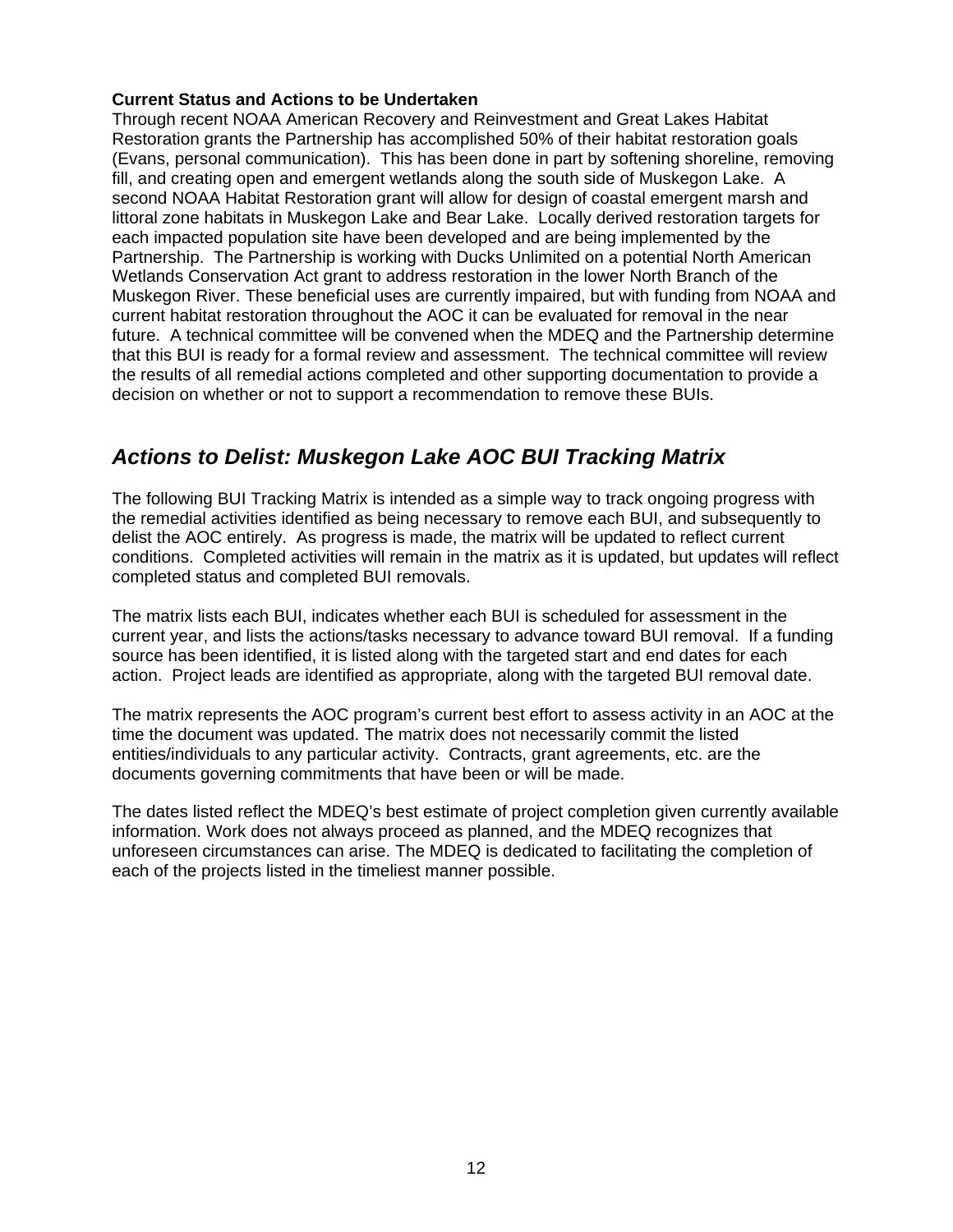**Current Status and Actions to be Undertaken**

Through recent NOAA American Recovery and Reinvestment and Great Lakes Habitat Restoration grants the Partnership has accomplished 50% of their habitat restoration goals (Evans, personal communication). This has been done in part by softening shoreline, removing fill, and creating open and emergent wetlands along the south side of Muskegon Lake. A second NOAA Habitat Restoration grant will allow for design of coastal emergent marsh and littoral zone habitats in Muskegon Lake and Bear Lake. Locally derived restoration targets for each impacted population site have been developed and are being implemented by the Partnership. The Partnership is working with Ducks Unlimited on a potential North American Wetlands Conservation Act grant to address restoration in the lower North Branch of the Muskegon River. These beneficial uses are currently impaired, but with funding from NOAA and current habitat restoration throughout the AOC it can be evaluated for removal in the near future. A technical committee will be convened when the MDEQ and the Partnership determine that this BUI is ready for a formal review and assessment. The technical committee will review the results of all remedial actions completed and other supporting documentation to provide a decision on whether or not to support a recommendation to remove these BUIs.

## *Actions to Delist: Muskegon Lake AOC BUI Tracking Matrix*

The following BUI Tracking Matrix is intended as a simple way to track ongoing progress with the remedial activities identified as being necessary to remove each BUI, and subsequently to delist the AOC entirely. As progress is made, the matrix will be updated to reflect current conditions. Completed activities will remain in the matrix as it is updated, but updates will reflect completed status and completed BUI removals.

The matrix lists each BUI, indicates whether each BUI is scheduled for assessment in the current year, and lists the actions/tasks necessary to advance toward BUI removal. If a funding source has been identified, it is listed along with the targeted start and end dates for each action. Project leads are identified as appropriate, along with the targeted BUI removal date.

The matrix represents the AOC program's current best effort to assess activity in an AOC at the time the document was updated. The matrix does not necessarily commit the listed entities/individuals to any particular activity. Contracts, grant agreements, etc. are the documents governing commitments that have been or will be made.

The dates listed reflect the MDEQ's best estimate of project completion given currently available information. Work does not always proceed as planned, and the MDEQ recognizes that unforeseen circumstances can arise. The MDEQ is dedicated to facilitating the completion of each of the projects listed in the timeliest manner possible.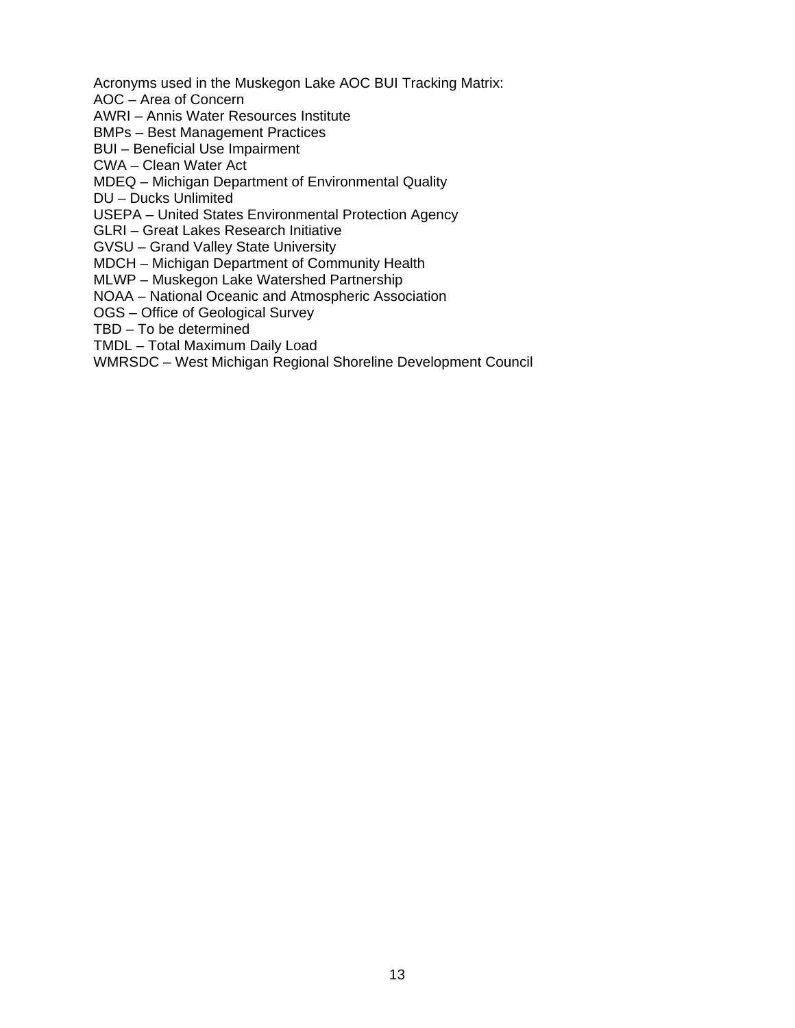Acronyms used in the Muskegon Lake AOC BUI Tracking Matrix:
AOC – Area of Concern
AWRI – Annis Water Resources Institute
BMPs – Best Management Practices
BUI – Beneficial Use Impairment
CWA – Clean Water Act
MDEQ – Michigan Department of Environmental Quality
DU – Ducks Unlimited
USEPA – United States Environmental Protection Agency
GLRI – Great Lakes Research Initiative
GVSU – Grand Valley State University
MDCH – Michigan Department of Community Health
MLWP – Muskegon Lake Watershed Partnership
NOAA – National Oceanic and Atmospheric Association
OGS – Office of Geological Survey
TBD – To be determined
TMDL – Total Maximum Daily Load
WMRSDC – West Michigan Regional Shoreline Development Council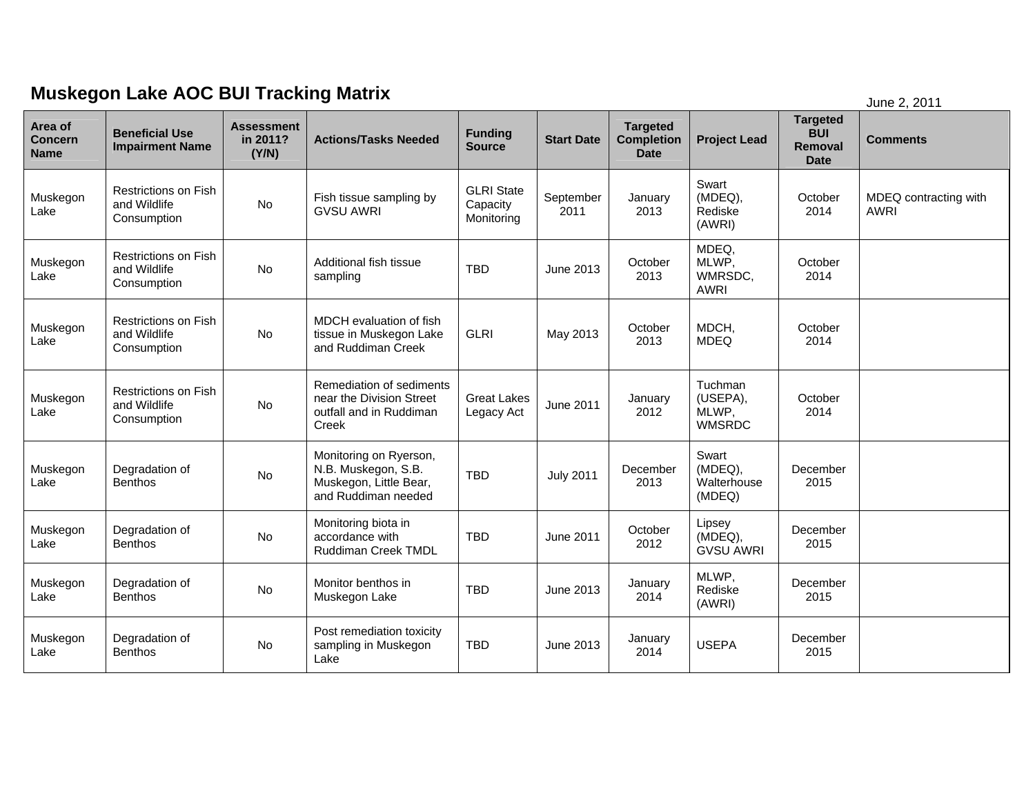# Muskegon Lake AOC BUI Tracking Matrix

June 2, 2011

| Area of Concern Name | Beneficial Use Impairment Name | Assessment in 2011? (Y/N) | Actions/Tasks Needed | Funding Source | Start Date | Targeted Completion Date | Project Lead | Targeted BUI Removal Date | Comments |
|---|---|---|---|---|---|---|---|---|---|
| Muskegon Lake | Restrictions on Fish and Wildlife Consumption | No | Fish tissue sampling by GVSU AWRI | GLRI State Capacity Monitoring | September 2011 | January 2013 | Swart (MDEQ), Rediske (AWRI) | October 2014 | MDEQ contracting with AWRI |
| Muskegon Lake | Restrictions on Fish and Wildlife Consumption | No | Additional fish tissue sampling | TBD | June 2013 | October 2013 | MDEQ, MLWP, WMRSDC, AWRI | October 2014 | |
| Muskegon Lake | Restrictions on Fish and Wildlife Consumption | No | MDCH evaluation of fish tissue in Muskegon Lake and Ruddiman Creek | GLRI | May 2013 | October 2013 | MDCH, MDEQ | October 2014 | |
| Muskegon Lake | Restrictions on Fish and Wildlife Consumption | No | Remediation of sediments near the Division Street outfall and in Ruddiman Creek | Great Lakes Legacy Act | June 2011 | January 2012 | Tuchman (USEPA), MLWP, WMSRDC | October 2014 | |
| Muskegon Lake | Degradation of Benthos | No | Monitoring on Ryerson, N.B. Muskegon, S.B. Muskegon, Little Bear, and Ruddiman needed | TBD | July 2011 | December 2013 | Swart (MDEQ), Walterhouse (MDEQ) | December 2015 | |
| Muskegon Lake | Degradation of Benthos | No | Monitoring biota in accordance with Ruddiman Creek TMDL | TBD | June 2011 | October 2012 | Lipsey (MDEQ), GVSU AWRI | December 2015 | |
| Muskegon Lake | Degradation of Benthos | No | Monitor benthos in Muskegon Lake | TBD | June 2013 | January 2014 | MLWP, Rediske (AWRI) | December 2015 | |
| Muskegon Lake | Degradation of Benthos | No | Post remediation toxicity sampling in Muskegon Lake | TBD | June 2013 | January 2014 | USEPA | December 2015 | |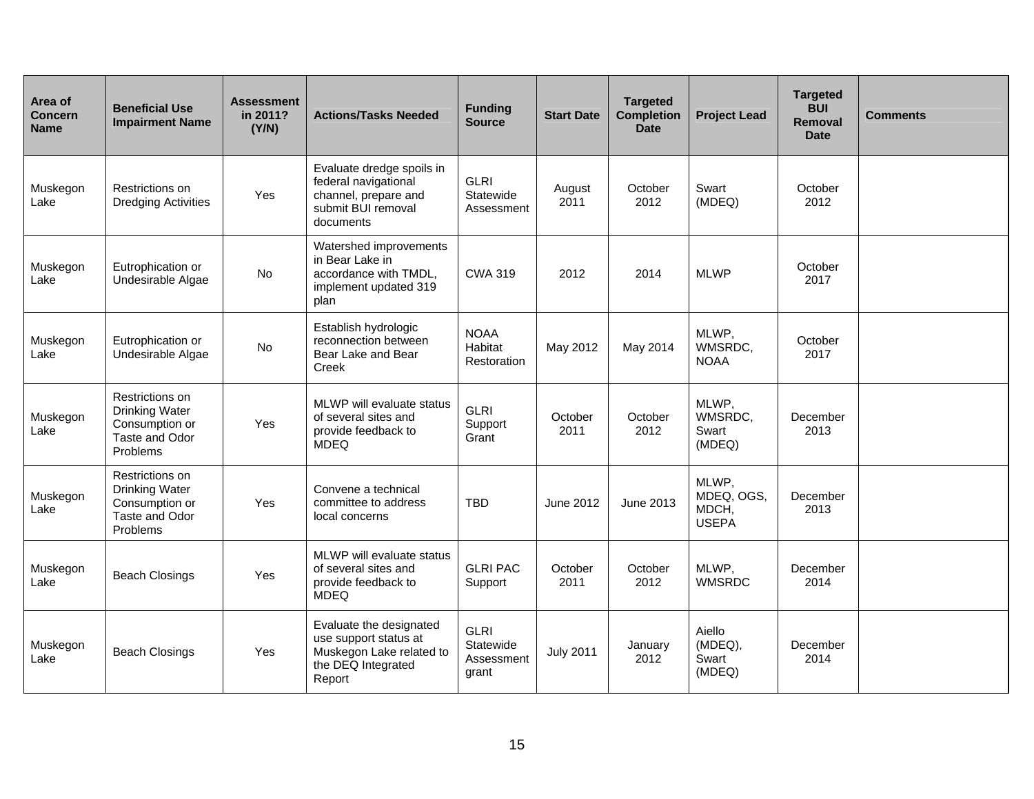| Area of Concern Name | Beneficial Use Impairment Name | Assessment in 2011? (Y/N) | Actions/Tasks Needed | Funding Source | Start Date | Targeted Completion Date | Project Lead | Targeted BUI Removal Date | Comments |
|---|---|---|---|---|---|---|---|---|---|
| Muskegon Lake | Restrictions on Dredging Activities | Yes | Evaluate dredge spoils in federal navigational channel, prepare and submit BUI removal documents | GLRI Statewide Assessment | August 2011 | October 2012 | Swart (MDEQ) | October 2012 | |
| Muskegon Lake | Eutrophication or Undesirable Algae | No | Watershed improvements in Bear Lake in accordance with TMDL, implement updated 319 plan | CWA 319 | 2012 | 2014 | MLWP | October 2017 | |
| Muskegon Lake | Eutrophication or Undesirable Algae | No | Establish hydrologic reconnection between Bear Lake and Bear Creek | NOAA Habitat Restoration | May 2012 | May 2014 | MLWP, WMSRDC, NOAA | October 2017 | |
| Muskegon Lake | Restrictions on Drinking Water Consumption or Taste and Odor Problems | Yes | MLWP will evaluate status of several sites and provide feedback to MDEQ | GLRI Support Grant | October 2011 | October 2012 | MLWP, WMSRDC, Swart (MDEQ) | December 2013 | |
| Muskegon Lake | Restrictions on Drinking Water Consumption or Taste and Odor Problems | Yes | Convene a technical committee to address local concerns | TBD | June 2012 | June 2013 | MLWP, MDEQ, OGS, MDCH, USEPA | December 2013 | |
| Muskegon Lake | Beach Closings | Yes | MLWP will evaluate status of several sites and provide feedback to MDEQ | GLRI PAC Support | October 2011 | October 2012 | MLWP, WMSRDC | December 2014 | |
| Muskegon Lake | Beach Closings | Yes | Evaluate the designated use support status at Muskegon Lake related to the DEQ Integrated Report | GLRI Statewide Assessment grant | July 2011 | January 2012 | Aiello (MDEQ), Swart (MDEQ) | December 2014 | |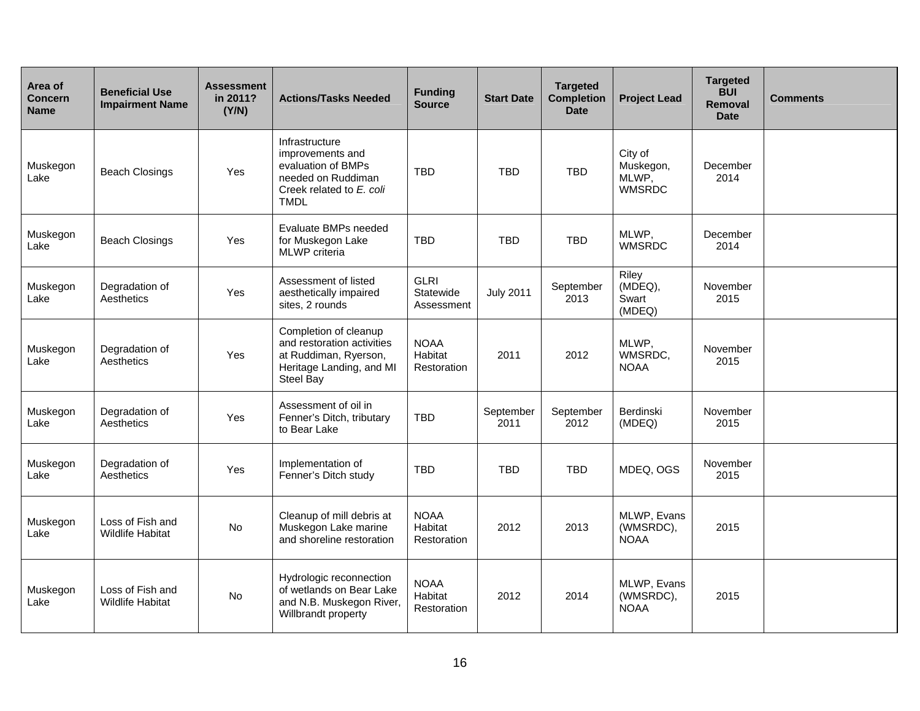| Area of Concern Name | Beneficial Use Impairment Name | Assessment in 2011? (Y/N) | Actions/Tasks Needed | Funding Source | Start Date | Targeted Completion Date | Project Lead | Targeted BUI Removal Date | Comments |
|---|---|---|---|---|---|---|---|---|---|
| Muskegon Lake | Beach Closings | Yes | Infrastructure improvements and evaluation of BMPs needed on Ruddiman Creek related to *E. coli* TMDL | TBD | TBD | TBD | City of Muskegon, MLWP, WMSRDC | December 2014 | |
| Muskegon Lake | Beach Closings | Yes | Evaluate BMPs needed for Muskegon Lake MLWP criteria | TBD | TBD | TBD | MLWP, WMSRDC | December 2014 | |
| Muskegon Lake | Degradation of Aesthetics | Yes | Assessment of listed aesthetically impaired sites, 2 rounds | GLRI Statewide Assessment | July 2011 | September 2013 | Riley (MDEQ), Swart (MDEQ) | November 2015 | |
| Muskegon Lake | Degradation of Aesthetics | Yes | Completion of cleanup and restoration activities at Ruddiman, Ryerson, Heritage Landing, and MI Steel Bay | NOAA Habitat Restoration | 2011 | 2012 | MLWP, WMSRDC, NOAA | November 2015 | |
| Muskegon Lake | Degradation of Aesthetics | Yes | Assessment of oil in Fenner's Ditch, tributary to Bear Lake | TBD | September 2011 | September 2012 | Berdinski (MDEQ) | November 2015 | |
| Muskegon Lake | Degradation of Aesthetics | Yes | Implementation of Fenner's Ditch study | TBD | TBD | TBD | MDEQ, OGS | November 2015 | |
| Muskegon Lake | Loss of Fish and Wildlife Habitat | No | Cleanup of mill debris at Muskegon Lake marine and shoreline restoration | NOAA Habitat Restoration | 2012 | 2013 | MLWP, Evans (WMSRDC), NOAA | 2015 | |
| Muskegon Lake | Loss of Fish and Wildlife Habitat | No | Hydrologic reconnection of wetlands on Bear Lake and N.B. Muskegon River, Willbrandt property | NOAA Habitat Restoration | 2012 | 2014 | MLWP, Evans (WMSRDC), NOAA | 2015 | |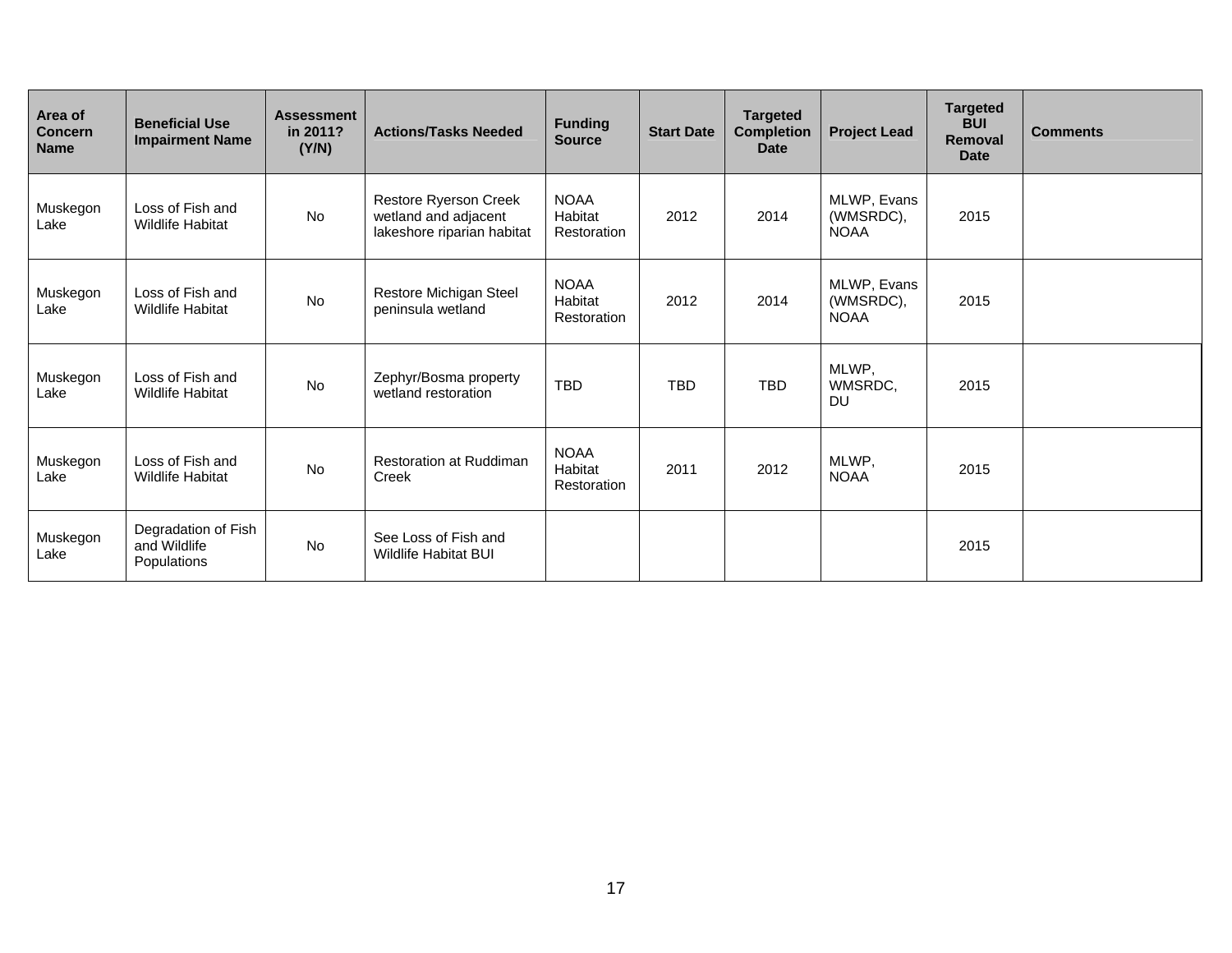| Area of Concern Name | Beneficial Use Impairment Name | Assessment in 2011? (Y/N) | Actions/Tasks Needed | Funding Source | Start Date | Targeted Completion Date | Project Lead | Targeted BUI Removal Date | Comments |
|---|---|---|---|---|---|---|---|---|---|
| Muskegon Lake | Loss of Fish and Wildlife Habitat | No | Restore Ryerson Creek wetland and adjacent lakeshore riparian habitat | NOAA Habitat Restoration | 2012 | 2014 | MLWP, Evans (WMSRDC), NOAA | 2015 | |
| Muskegon Lake | Loss of Fish and Wildlife Habitat | No | Restore Michigan Steel peninsula wetland | NOAA Habitat Restoration | 2012 | 2014 | MLWP, Evans (WMSRDC), NOAA | 2015 | |
| Muskegon Lake | Loss of Fish and Wildlife Habitat | No | Zephyr/Bosma property wetland restoration | TBD | TBD | TBD | MLWP, WMSRDC, DU | 2015 | |
| Muskegon Lake | Loss of Fish and Wildlife Habitat | No | Restoration at Ruddiman Creek | NOAA Habitat Restoration | 2011 | 2012 | MLWP, NOAA | 2015 | |
| Muskegon Lake | Degradation of Fish and Wildlife Populations | No | See Loss of Fish and Wildlife Habitat BUI | | | | | 2015 | |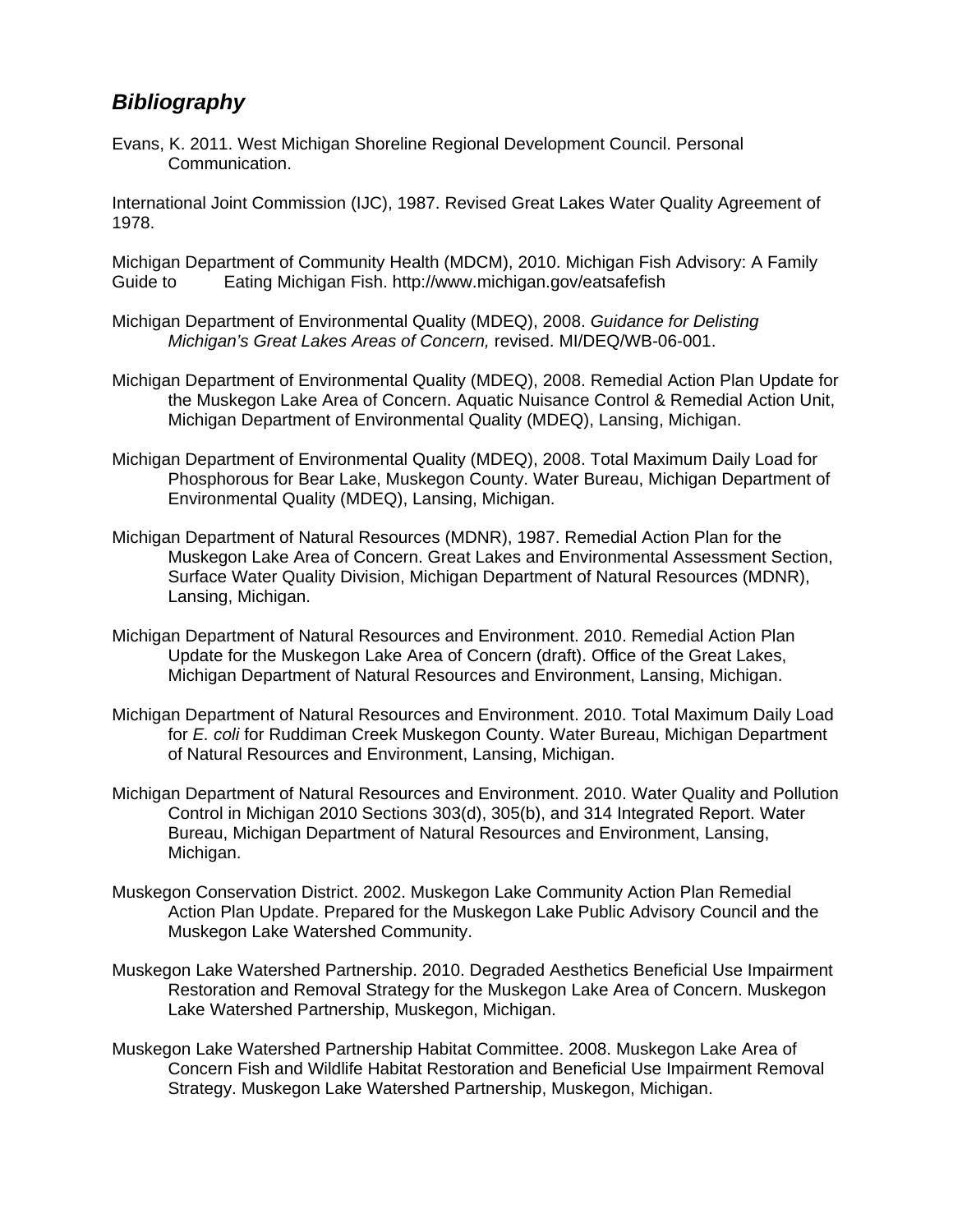## *Bibliography*

Evans, K. 2011. West Michigan Shoreline Regional Development Council. Personal Communication.

International Joint Commission (IJC), 1987. Revised Great Lakes Water Quality Agreement of 1978.

Michigan Department of Community Health (MDCM), 2010. Michigan Fish Advisory: A Family Guide to Eating Michigan Fish. http://www.michigan.gov/eatsafefish

Michigan Department of Environmental Quality (MDEQ), 2008. *Guidance for Delisting Michigan's Great Lakes Areas of Concern,* revised. MI/DEQ/WB-06-001.

Michigan Department of Environmental Quality (MDEQ), 2008. Remedial Action Plan Update for the Muskegon Lake Area of Concern. Aquatic Nuisance Control & Remedial Action Unit, Michigan Department of Environmental Quality (MDEQ), Lansing, Michigan.

Michigan Department of Environmental Quality (MDEQ), 2008. Total Maximum Daily Load for Phosphorous for Bear Lake, Muskegon County. Water Bureau, Michigan Department of Environmental Quality (MDEQ), Lansing, Michigan.

Michigan Department of Natural Resources (MDNR), 1987. Remedial Action Plan for the Muskegon Lake Area of Concern. Great Lakes and Environmental Assessment Section, Surface Water Quality Division, Michigan Department of Natural Resources (MDNR), Lansing, Michigan.

Michigan Department of Natural Resources and Environment. 2010. Remedial Action Plan Update for the Muskegon Lake Area of Concern (draft). Office of the Great Lakes, Michigan Department of Natural Resources and Environment, Lansing, Michigan.

Michigan Department of Natural Resources and Environment. 2010. Total Maximum Daily Load for *E. coli* for Ruddiman Creek Muskegon County. Water Bureau, Michigan Department of Natural Resources and Environment, Lansing, Michigan.

Michigan Department of Natural Resources and Environment. 2010. Water Quality and Pollution Control in Michigan 2010 Sections 303(d), 305(b), and 314 Integrated Report. Water Bureau, Michigan Department of Natural Resources and Environment, Lansing, Michigan.

Muskegon Conservation District. 2002. Muskegon Lake Community Action Plan Remedial Action Plan Update. Prepared for the Muskegon Lake Public Advisory Council and the Muskegon Lake Watershed Community.

Muskegon Lake Watershed Partnership. 2010. Degraded Aesthetics Beneficial Use Impairment Restoration and Removal Strategy for the Muskegon Lake Area of Concern. Muskegon Lake Watershed Partnership, Muskegon, Michigan.

Muskegon Lake Watershed Partnership Habitat Committee. 2008. Muskegon Lake Area of Concern Fish and Wildlife Habitat Restoration and Beneficial Use Impairment Removal Strategy. Muskegon Lake Watershed Partnership, Muskegon, Michigan.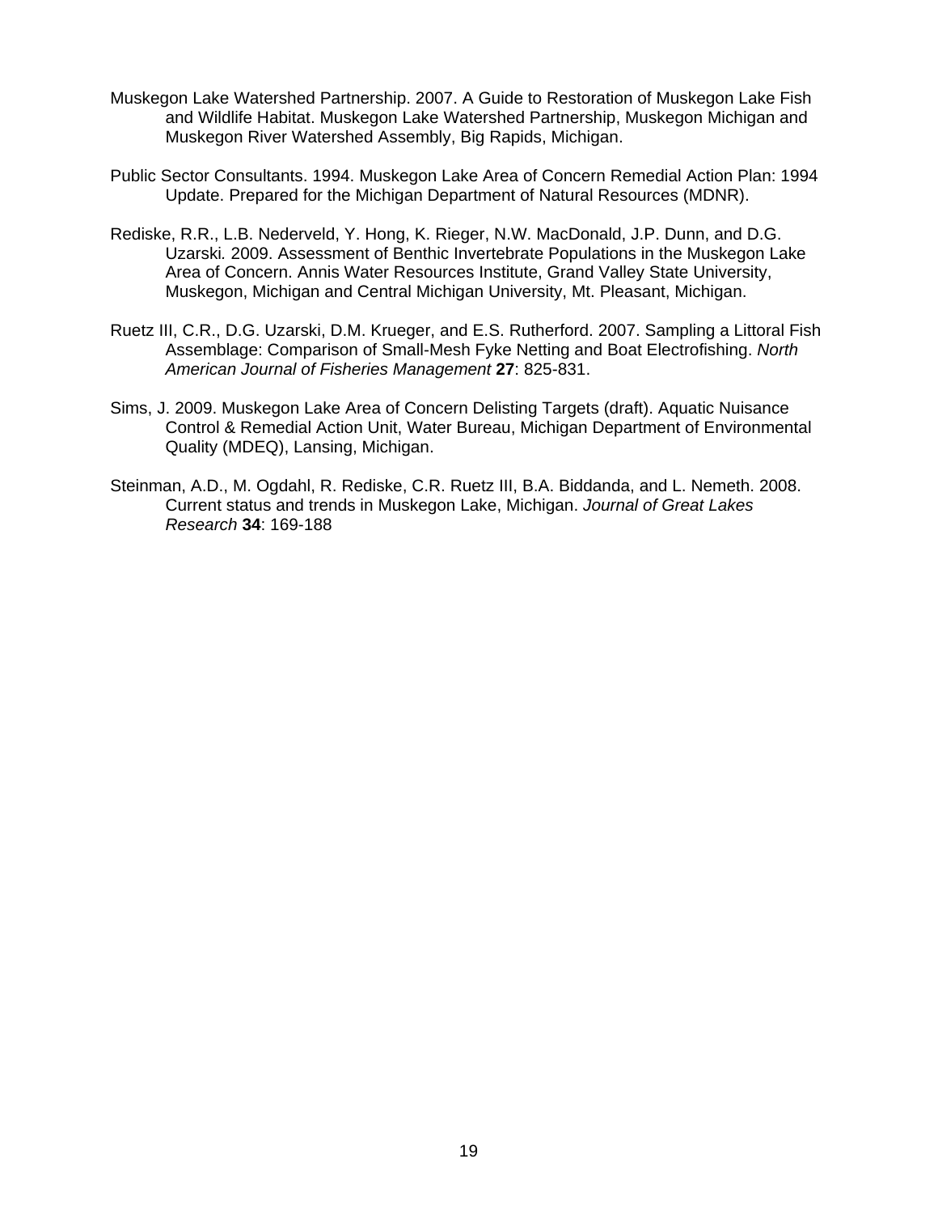Muskegon Lake Watershed Partnership. 2007. A Guide to Restoration of Muskegon Lake Fish and Wildlife Habitat. Muskegon Lake Watershed Partnership, Muskegon Michigan and Muskegon River Watershed Assembly, Big Rapids, Michigan.

Public Sector Consultants. 1994. Muskegon Lake Area of Concern Remedial Action Plan: 1994 Update. Prepared for the Michigan Department of Natural Resources (MDNR).

Rediske, R.R., L.B. Nederveld, Y. Hong, K. Rieger, N.W. MacDonald, J.P. Dunn, and D.G. Uzarski. 2009. Assessment of Benthic Invertebrate Populations in the Muskegon Lake Area of Concern. Annis Water Resources Institute, Grand Valley State University, Muskegon, Michigan and Central Michigan University, Mt. Pleasant, Michigan.

Ruetz III, C.R., D.G. Uzarski, D.M. Krueger, and E.S. Rutherford. 2007. Sampling a Littoral Fish Assemblage: Comparison of Small-Mesh Fyke Netting and Boat Electrofishing. *North American Journal of Fisheries Management* **27**: 825-831.

Sims, J. 2009. Muskegon Lake Area of Concern Delisting Targets (draft). Aquatic Nuisance Control & Remedial Action Unit, Water Bureau, Michigan Department of Environmental Quality (MDEQ), Lansing, Michigan.

Steinman, A.D., M. Ogdahl, R. Rediske, C.R. Ruetz III, B.A. Biddanda, and L. Nemeth. 2008. Current status and trends in Muskegon Lake, Michigan. *Journal of Great Lakes Research* **34**: 169-188